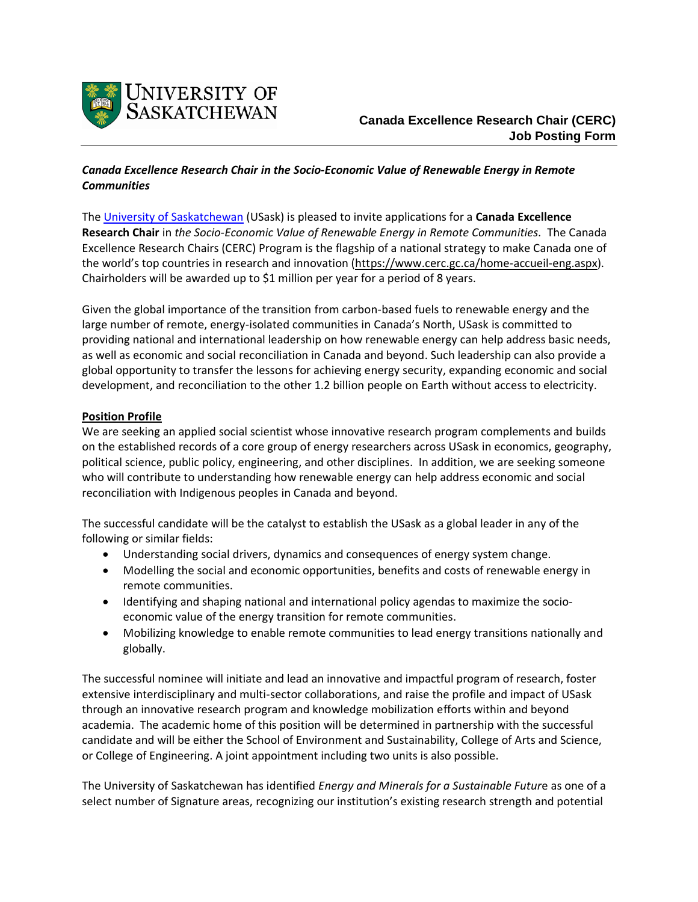**Canada Excellence Research Chair (CERC) Job Posting Form**

***Canada Excellence Research Chair in the Socio-Economic Value of Renewable Energy in Remote Communities***

The University of Saskatchewan (USask) is pleased to invite applications for a **Canada Excellence Research Chair** in *the Socio-Economic Value of Renewable Energy in Remote Communities.* The Canada Excellence Research Chairs (CERC) Program is the flagship of a national strategy to make Canada one of the world's top countries in research and innovation (https://www.cerc.gc.ca/home-accueil-eng.aspx). Chairholders will be awarded up to $1 million per year for a period of 8 years.

Given the global importance of the transition from carbon-based fuels to renewable energy and the large number of remote, energy-isolated communities in Canada's North, USask is committed to providing national and international leadership on how renewable energy can help address basic needs, as well as economic and social reconciliation in Canada and beyond. Such leadership can also provide a global opportunity to transfer the lessons for achieving energy security, expanding economic and social development, and reconciliation to the other 1.2 billion people on Earth without access to electricity.

## Position Profile

We are seeking an applied social scientist whose innovative research program complements and builds on the established records of a core group of energy researchers across USask in economics, geography, political science, public policy, engineering, and other disciplines. In addition, we are seeking someone who will contribute to understanding how renewable energy can help address economic and social reconciliation with Indigenous peoples in Canada and beyond.

The successful candidate will be the catalyst to establish the USask as a global leader in any of the following or similar fields:

- Understanding social drivers, dynamics and consequences of energy system change.
- Modelling the social and economic opportunities, benefits and costs of renewable energy in remote communities.
- Identifying and shaping national and international policy agendas to maximize the socio-economic value of the energy transition for remote communities.
- Mobilizing knowledge to enable remote communities to lead energy transitions nationally and globally.

The successful nominee will initiate and lead an innovative and impactful program of research, foster extensive interdisciplinary and multi-sector collaborations, and raise the profile and impact of USask through an innovative research program and knowledge mobilization efforts within and beyond academia. The academic home of this position will be determined in partnership with the successful candidate and will be either the School of Environment and Sustainability, College of Arts and Science, or College of Engineering. A joint appointment including two units is also possible.

The University of Saskatchewan has identified *Energy and Minerals for a Sustainable Future* as one of a select number of Signature areas, recognizing our institution's existing research strength and potential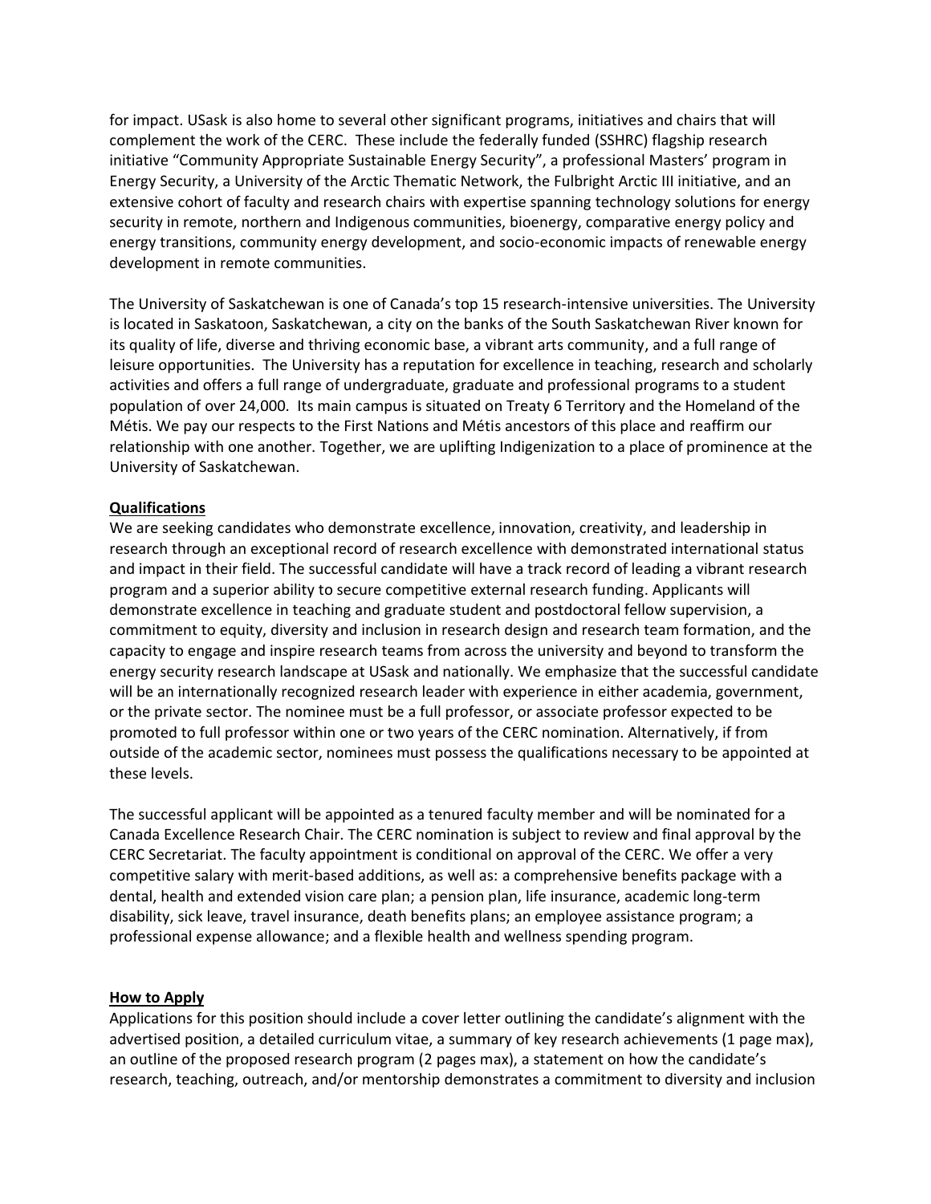for impact. USask is also home to several other significant programs, initiatives and chairs that will complement the work of the CERC. These include the federally funded (SSHRC) flagship research initiative "Community Appropriate Sustainable Energy Security", a professional Masters' program in Energy Security, a University of the Arctic Thematic Network, the Fulbright Arctic III initiative, and an extensive cohort of faculty and research chairs with expertise spanning technology solutions for energy security in remote, northern and Indigenous communities, bioenergy, comparative energy policy and energy transitions, community energy development, and socio-economic impacts of renewable energy development in remote communities.

The University of Saskatchewan is one of Canada's top 15 research-intensive universities. The University is located in Saskatoon, Saskatchewan, a city on the banks of the South Saskatchewan River known for its quality of life, diverse and thriving economic base, a vibrant arts community, and a full range of leisure opportunities. The University has a reputation for excellence in teaching, research and scholarly activities and offers a full range of undergraduate, graduate and professional programs to a student population of over 24,000. Its main campus is situated on Treaty 6 Territory and the Homeland of the Métis. We pay our respects to the First Nations and Métis ancestors of this place and reaffirm our relationship with one another. Together, we are uplifting Indigenization to a place of prominence at the University of Saskatchewan.

## Qualifications

We are seeking candidates who demonstrate excellence, innovation, creativity, and leadership in research through an exceptional record of research excellence with demonstrated international status and impact in their field. The successful candidate will have a track record of leading a vibrant research program and a superior ability to secure competitive external research funding. Applicants will demonstrate excellence in teaching and graduate student and postdoctoral fellow supervision, a commitment to equity, diversity and inclusion in research design and research team formation, and the capacity to engage and inspire research teams from across the university and beyond to transform the energy security research landscape at USask and nationally. We emphasize that the successful candidate will be an internationally recognized research leader with experience in either academia, government, or the private sector. The nominee must be a full professor, or associate professor expected to be promoted to full professor within one or two years of the CERC nomination. Alternatively, if from outside of the academic sector, nominees must possess the qualifications necessary to be appointed at these levels.

The successful applicant will be appointed as a tenured faculty member and will be nominated for a Canada Excellence Research Chair. The CERC nomination is subject to review and final approval by the CERC Secretariat. The faculty appointment is conditional on approval of the CERC. We offer a very competitive salary with merit-based additions, as well as: a comprehensive benefits package with a dental, health and extended vision care plan; a pension plan, life insurance, academic long-term disability, sick leave, travel insurance, death benefits plans; an employee assistance program; a professional expense allowance; and a flexible health and wellness spending program.

## How to Apply

Applications for this position should include a cover letter outlining the candidate's alignment with the advertised position, a detailed curriculum vitae, a summary of key research achievements (1 page max), an outline of the proposed research program (2 pages max), a statement on how the candidate's research, teaching, outreach, and/or mentorship demonstrates a commitment to diversity and inclusion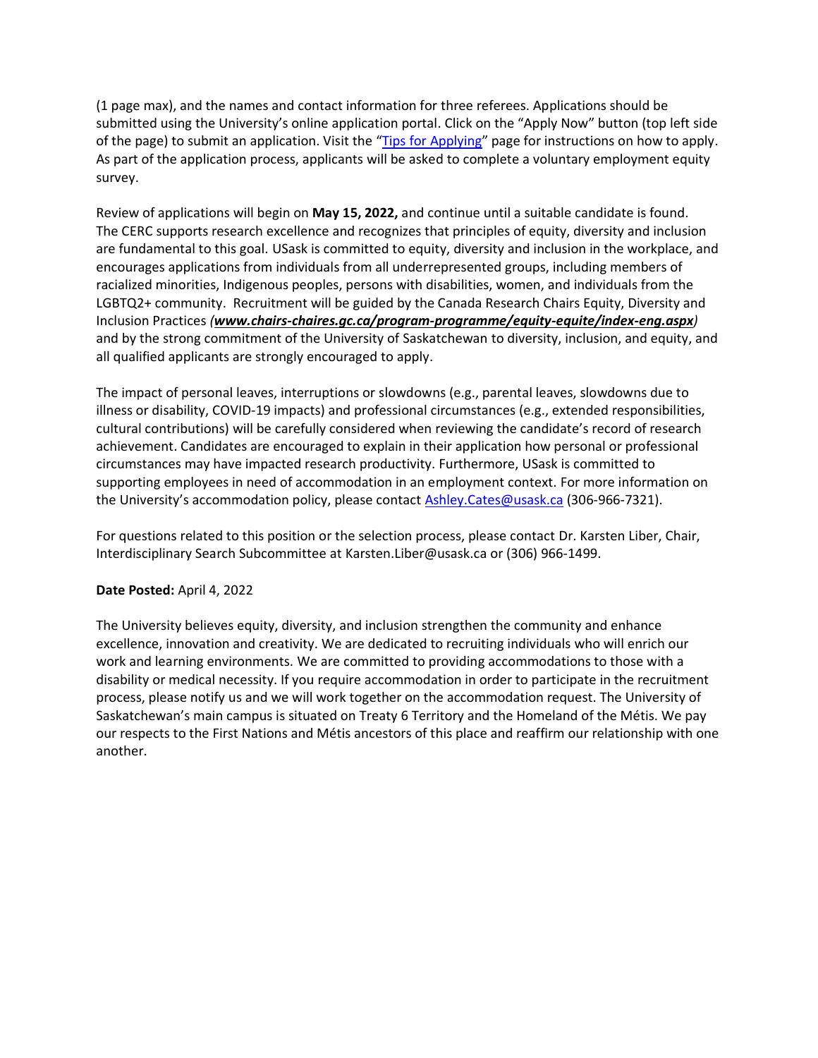(1 page max), and the names and contact information for three referees. Applications should be submitted using the University's online application portal. Click on the "Apply Now" button (top left side of the page) to submit an application. Visit the "Tips for Applying" page for instructions on how to apply. As part of the application process, applicants will be asked to complete a voluntary employment equity survey.

Review of applications will begin on **May 15, 2022,** and continue until a suitable candidate is found. The CERC supports research excellence and recognizes that principles of equity, diversity and inclusion are fundamental to this goal. USask is committed to equity, diversity and inclusion in the workplace, and encourages applications from individuals from all underrepresented groups, including members of racialized minorities, Indigenous peoples, persons with disabilities, women, and individuals from the LGBTQ2+ community. Recruitment will be guided by the Canada Research Chairs Equity, Diversity and Inclusion Practices *(**www.chairs-chaires.gc.ca/program-programme/equity-equite/index-eng.aspx**)* and by the strong commitment of the University of Saskatchewan to diversity, inclusion, and equity, and all qualified applicants are strongly encouraged to apply.

The impact of personal leaves, interruptions or slowdowns (e.g., parental leaves, slowdowns due to illness or disability, COVID-19 impacts) and professional circumstances (e.g., extended responsibilities, cultural contributions) will be carefully considered when reviewing the candidate's record of research achievement. Candidates are encouraged to explain in their application how personal or professional circumstances may have impacted research productivity. Furthermore, USask is committed to supporting employees in need of accommodation in an employment context. For more information on the University's accommodation policy, please contact Ashley.Cates@usask.ca (306-966-7321).

For questions related to this position or the selection process, please contact Dr. Karsten Liber, Chair, Interdisciplinary Search Subcommittee at Karsten.Liber@usask.ca or (306) 966-1499.

**Date Posted:** April 4, 2022

The University believes equity, diversity, and inclusion strengthen the community and enhance excellence, innovation and creativity. We are dedicated to recruiting individuals who will enrich our work and learning environments. We are committed to providing accommodations to those with a disability or medical necessity. If you require accommodation in order to participate in the recruitment process, please notify us and we will work together on the accommodation request. The University of Saskatchewan's main campus is situated on Treaty 6 Territory and the Homeland of the Métis. We pay our respects to the First Nations and Métis ancestors of this place and reaffirm our relationship with one another.